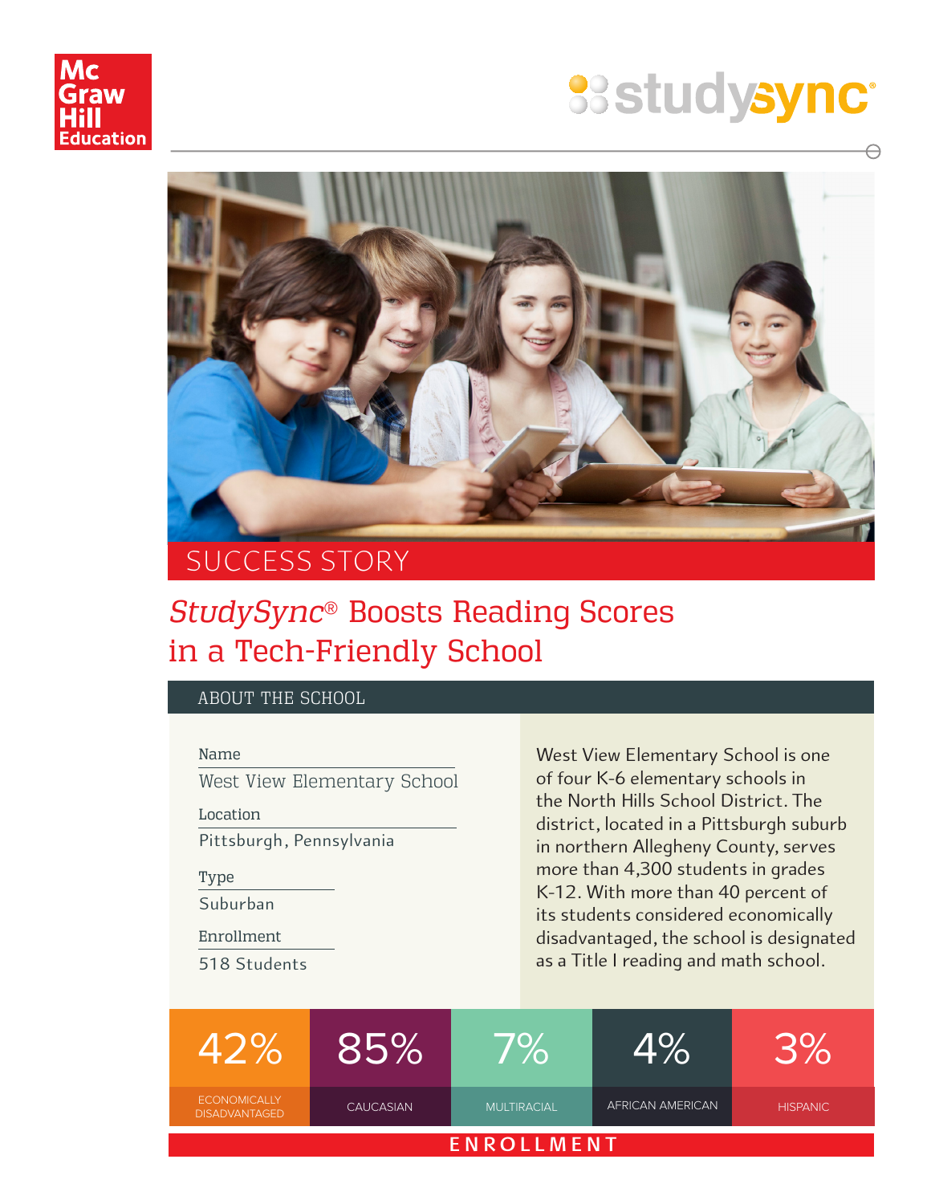McGraw Hill Education

studysync

SUCCESS STORY

# *StudySync®* Boosts Reading Scores in a Tech-Friendly School

## ABOUT THE SCHOOL

**Name**
West View Elementary School

**Location**
Pittsburgh, Pennsylvania

**Type**
Suburban

**Enrollment**
518 Students

West View Elementary School is one of four K-6 elementary schools in the North Hills School District. The district, located in a Pittsburgh suburb in northern Allegheny County, serves more than 4,300 students in grades K-12. With more than 40 percent of its students considered economically disadvantaged, the school is designated as a Title I reading and math school.

| 42% | 85% | 7% | 4% | 3% |
|---|---|---|---|---|
| ECONOMICALLY DISADVANTAGED | CAUCASIAN | MULTIRACIAL | AFRICAN AMERICAN | HISPANIC |

ENROLLMENT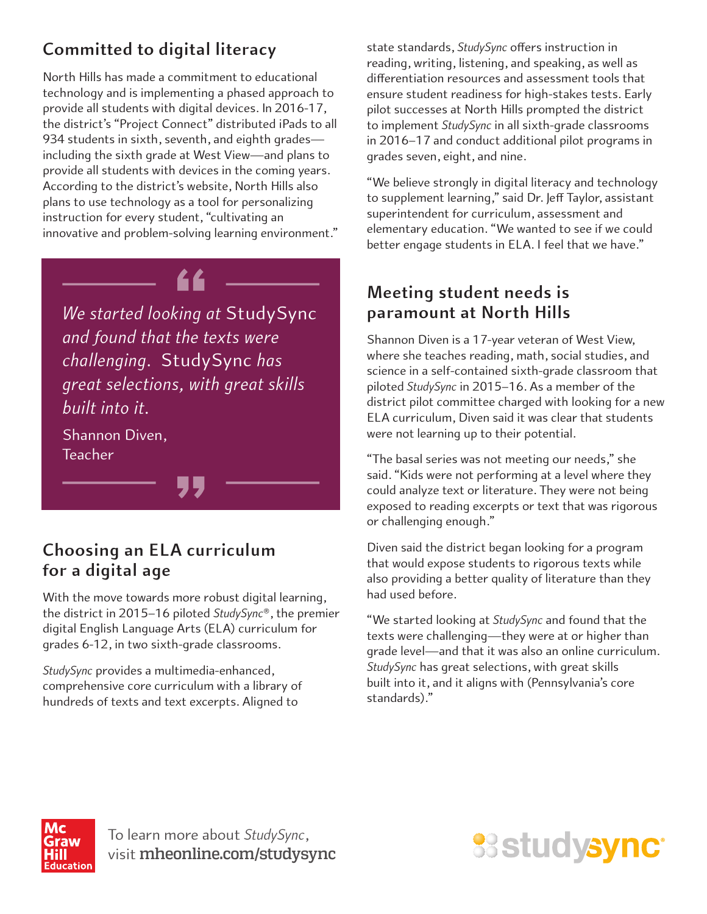## Committed to digital literacy

North Hills has made a commitment to educational technology and is implementing a phased approach to provide all students with digital devices. In 2016-17, the district's "Project Connect" distributed iPads to all 934 students in sixth, seventh, and eighth grades—including the sixth grade at West View—and plans to provide all students with devices in the coming years. According to the district's website, North Hills also plans to use technology as a tool for personalizing instruction for every student, "cultivating an innovative and problem-solving learning environment."

> *We started looking at* StudySync *and found that the texts were challenging.* StudySync *has great selections, with great skills built into it.*
>
> Shannon Diven,
> Teacher

## Choosing an ELA curriculum for a digital age

With the move towards more robust digital learning, the district in 2015–16 piloted *StudySync*®, the premier digital English Language Arts (ELA) curriculum for grades 6-12, in two sixth-grade classrooms.

*StudySync* provides a multimedia-enhanced, comprehensive core curriculum with a library of hundreds of texts and text excerpts. Aligned to state standards, *StudySync* offers instruction in reading, writing, listening, and speaking, as well as differentiation resources and assessment tools that ensure student readiness for high-stakes tests. Early pilot successes at North Hills prompted the district to implement *StudySync* in all sixth-grade classrooms in 2016–17 and conduct additional pilot programs in grades seven, eight, and nine.

"We believe strongly in digital literacy and technology to supplement learning," said Dr. Jeff Taylor, assistant superintendent for curriculum, assessment and elementary education. "We wanted to see if we could better engage students in ELA. I feel that we have."

## Meeting student needs is paramount at North Hills

Shannon Diven is a 17-year veteran of West View, where she teaches reading, math, social studies, and science in a self-contained sixth-grade classroom that piloted *StudySync* in 2015–16. As a member of the district pilot committee charged with looking for a new ELA curriculum, Diven said it was clear that students were not learning up to their potential.

"The basal series was not meeting our needs," she said. "Kids were not performing at a level where they could analyze text or literature. They were not being exposed to reading excerpts or text that was rigorous or challenging enough."

Diven said the district began looking for a program that would expose students to rigorous texts while also providing a better quality of literature than they had used before.

"We started looking at *StudySync* and found that the texts were challenging—they were at or higher than grade level—and that it was also an online curriculum. *StudySync* has great selections, with great skills built into it, and it aligns with (Pennsylvania's core standards)."

McGraw Hill Education

To learn more about *StudySync*, visit **mheonline.com/studysync**

studysync®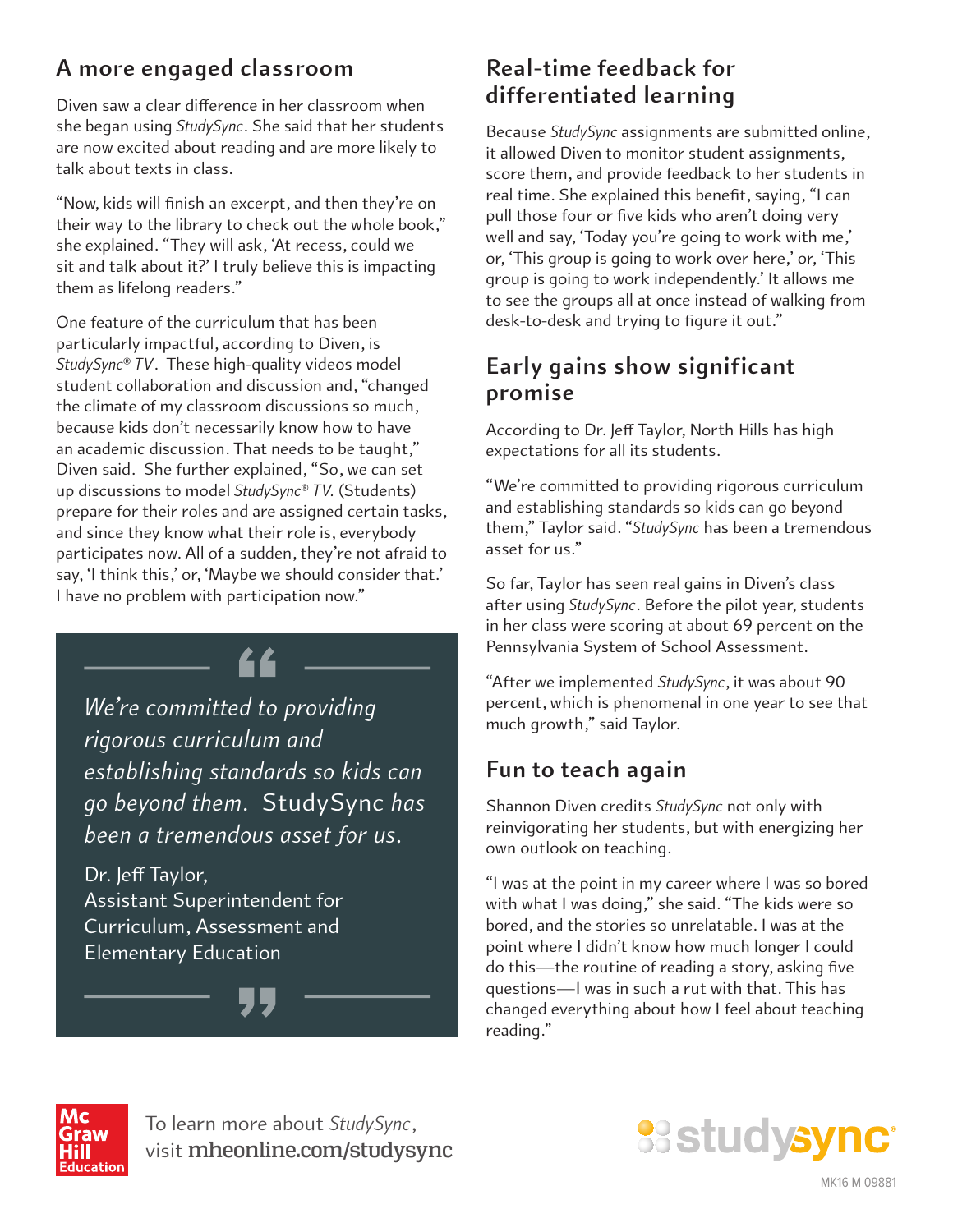## A more engaged classroom

Diven saw a clear difference in her classroom when she began using *StudySync*. She said that her students are now excited about reading and are more likely to talk about texts in class.

"Now, kids will finish an excerpt, and then they're on their way to the library to check out the whole book," she explained. "They will ask, 'At recess, could we sit and talk about it?' I truly believe this is impacting them as lifelong readers."

One feature of the curriculum that has been particularly impactful, according to Diven, is *StudySync® TV*. These high-quality videos model student collaboration and discussion and, "changed the climate of my classroom discussions so much, because kids don't necessarily know how to have an academic discussion. That needs to be taught," Diven said. She further explained, "So, we can set up discussions to model *StudySync® TV*. (Students) prepare for their roles and are assigned certain tasks, and since they know what their role is, everybody participates now. All of a sudden, they're not afraid to say, 'I think this,' or, 'Maybe we should consider that.' I have no problem with participation now."

> *We're committed to providing rigorous curriculum and establishing standards so kids can go beyond them.* StudySync *has been a tremendous asset for us.*
>
> Dr. Jeff Taylor,
> Assistant Superintendent for Curriculum, Assessment and Elementary Education

## Real-time feedback for differentiated learning

Because *StudySync* assignments are submitted online, it allowed Diven to monitor student assignments, score them, and provide feedback to her students in real time. She explained this benefit, saying, "I can pull those four or five kids who aren't doing very well and say, 'Today you're going to work with me,' or, 'This group is going to work over here,' or, 'This group is going to work independently.' It allows me to see the groups all at once instead of walking from desk-to-desk and trying to figure it out."

## Early gains show significant promise

According to Dr. Jeff Taylor, North Hills has high expectations for all its students.

"We're committed to providing rigorous curriculum and establishing standards so kids can go beyond them," Taylor said. "*StudySync* has been a tremendous asset for us."

So far, Taylor has seen real gains in Diven's class after using *StudySync*. Before the pilot year, students in her class were scoring at about 69 percent on the Pennsylvania System of School Assessment.

"After we implemented *StudySync*, it was about 90 percent, which is phenomenal in one year to see that much growth," said Taylor.

## Fun to teach again

Shannon Diven credits *StudySync* not only with reinvigorating her students, but with energizing her own outlook on teaching.

"I was at the point in my career where I was so bored with what I was doing," she said. "The kids were so bored, and the stories so unrelatable. I was at the point where I didn't know how much longer I could do this—the routine of reading a story, asking five questions—I was in such a rut with that. This has changed everything about how I feel about teaching reading."

To learn more about *StudySync*, visit **mheonline.com/studysync**

MK16 M 09881